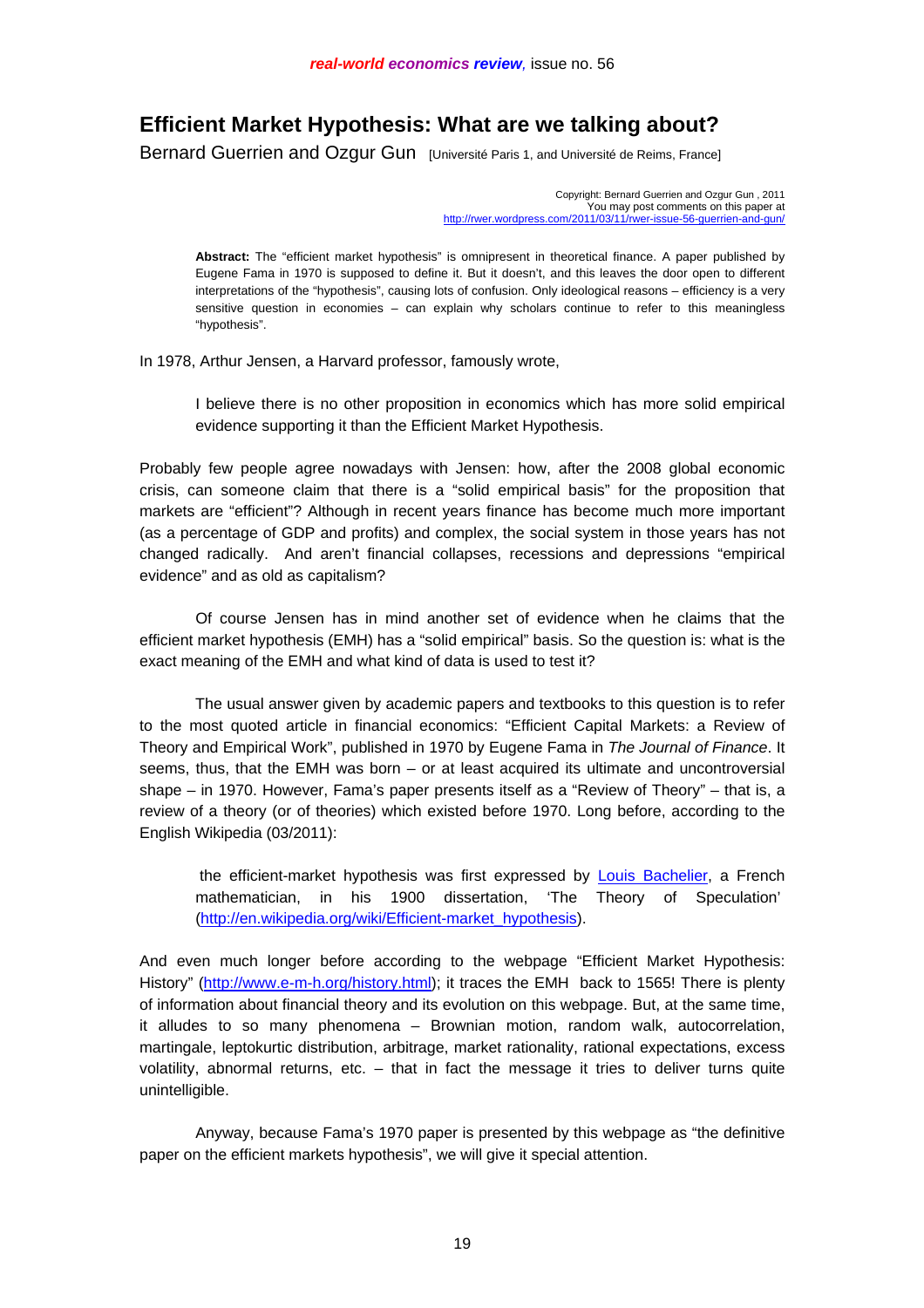# Efficient Market Hypothesis: What are we talking about?

Bernard Guerrien and Ozgur Gun [Université Paris 1, and Université de Reims, France]

Copyright: Bernard Guerrien and Ozgur Gun , 2011
You may post comments on this paper at
http://rwer.wordpress.com/2011/03/11/rwer-issue-56-guerrien-and-gun/

**Abstract:** The "efficient market hypothesis" is omnipresent in theoretical finance. A paper published by Eugene Fama in 1970 is supposed to define it. But it doesn't, and this leaves the door open to different interpretations of the "hypothesis", causing lots of confusion. Only ideological reasons – efficiency is a very sensitive question in economies – can explain why scholars continue to refer to this meaningless "hypothesis".

In 1978, Arthur Jensen, a Harvard professor, famously wrote,

> I believe there is no other proposition in economics which has more solid empirical evidence supporting it than the Efficient Market Hypothesis.

Probably few people agree nowadays with Jensen: how, after the 2008 global economic crisis, can someone claim that there is a "solid empirical basis" for the proposition that markets are "efficient"? Although in recent years finance has become much more important (as a percentage of GDP and profits) and complex, the social system in those years has not changed radically. And aren't financial collapses, recessions and depressions "empirical evidence" and as old as capitalism?

Of course Jensen has in mind another set of evidence when he claims that the efficient market hypothesis (EMH) has a "solid empirical" basis. So the question is: what is the exact meaning of the EMH and what kind of data is used to test it?

The usual answer given by academic papers and textbooks to this question is to refer to the most quoted article in financial economics: "Efficient Capital Markets: a Review of Theory and Empirical Work", published in 1970 by Eugene Fama in *The Journal of Finance*. It seems, thus, that the EMH was born – or at least acquired its ultimate and uncontroversial shape – in 1970. However, Fama's paper presents itself as a "Review of Theory" – that is, a review of a theory (or of theories) which existed before 1970. Long before, according to the English Wikipedia (03/2011):

> the efficient-market hypothesis was first expressed by Louis Bachelier, a French mathematician, in his 1900 dissertation, 'The Theory of Speculation' (http://en.wikipedia.org/wiki/Efficient-market_hypothesis).

And even much longer before according to the webpage "Efficient Market Hypothesis: History" (http://www.e-m-h.org/history.html); it traces the EMH back to 1565! There is plenty of information about financial theory and its evolution on this webpage. But, at the same time, it alludes to so many phenomena – Brownian motion, random walk, autocorrelation, martingale, leptokurtic distribution, arbitrage, market rationality, rational expectations, excess volatility, abnormal returns, etc. – that in fact the message it tries to deliver turns quite unintelligible.

Anyway, because Fama's 1970 paper is presented by this webpage as "the definitive paper on the efficient markets hypothesis", we will give it special attention.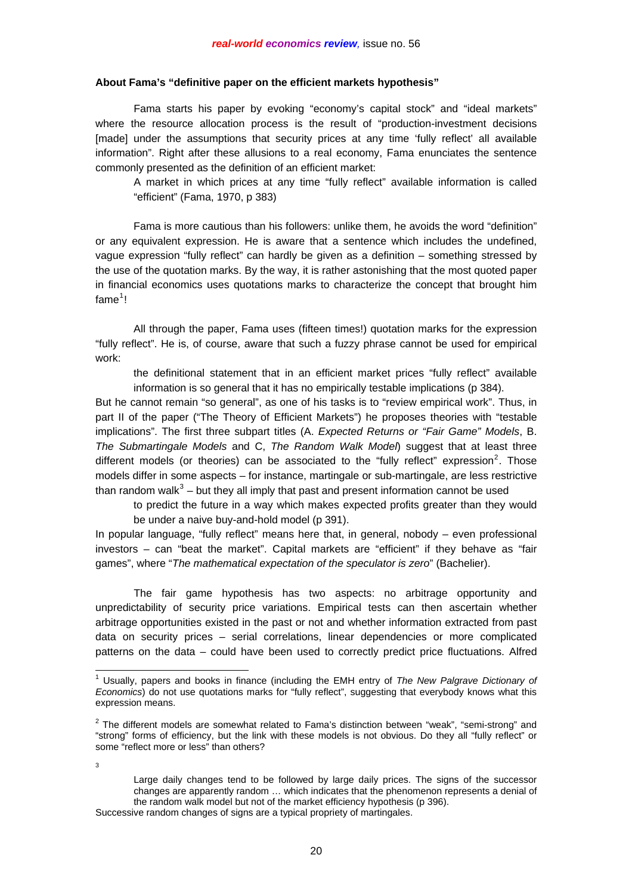**About Fama's "definitive paper on the efficient markets hypothesis"**

Fama starts his paper by evoking "economy's capital stock" and "ideal markets" where the resource allocation process is the result of "production-investment decisions [made] under the assumptions that security prices at any time 'fully reflect' all available information". Right after these allusions to a real economy, Fama enunciates the sentence commonly presented as the definition of an efficient market:

> A market in which prices at any time "fully reflect" available information is called "efficient" (Fama, 1970, p 383)

Fama is more cautious than his followers: unlike them, he avoids the word "definition" or any equivalent expression. He is aware that a sentence which includes the undefined, vague expression "fully reflect" can hardly be given as a definition – something stressed by the use of the quotation marks. By the way, it is rather astonishing that the most quoted paper in financial economics uses quotations marks to characterize the concept that brought him fame[1]!

All through the paper, Fama uses (fifteen times!) quotation marks for the expression "fully reflect". He is, of course, aware that such a fuzzy phrase cannot be used for empirical work:

> the definitional statement that in an efficient market prices "fully reflect" available information is so general that it has no empirically testable implications (p 384).

But he cannot remain "so general", as one of his tasks is to "review empirical work". Thus, in part II of the paper ("The Theory of Efficient Markets") he proposes theories with "testable implications". The first three subpart titles (A. *Expected Returns or "Fair Game" Models*, B. *The Submartingale Models* and C, *The Random Walk Model*) suggest that at least three different models (or theories) can be associated to the "fully reflect" expression[2]. Those models differ in some aspects – for instance, martingale or sub-martingale, are less restrictive than random walk[3] – but they all imply that past and present information cannot be used

> to predict the future in a way which makes expected profits greater than they would be under a naive buy-and-hold model (p 391).

In popular language, "fully reflect" means here that, in general, nobody – even professional investors – can "beat the market". Capital markets are "efficient" if they behave as "fair games", where "*The mathematical expectation of the speculator is zero*" (Bachelier).

The fair game hypothesis has two aspects: no arbitrage opportunity and unpredictability of security price variations. Empirical tests can then ascertain whether arbitrage opportunities existed in the past or not and whether information extracted from past data on security prices – serial correlations, linear dependencies or more complicated patterns on the data – could have been used to correctly predict price fluctuations. Alfred

---

[1] Usually, papers and books in finance (including the EMH entry of *The New Palgrave Dictionary of Economics*) do not use quotations marks for "fully reflect", suggesting that everybody knows what this expression means.

[2] The different models are somewhat related to Fama's distinction between "weak", "semi-strong" and "strong" forms of efficiency, but the link with these models is not obvious. Do they all "fully reflect" or some "reflect more or less" than others?

[3]

> Large daily changes tend to be followed by large daily prices. The signs of the successor changes are apparently random … which indicates that the phenomenon represents a denial of the random walk model but not of the market efficiency hypothesis (p 396).

Successive random changes of signs are a typical propriety of martingales.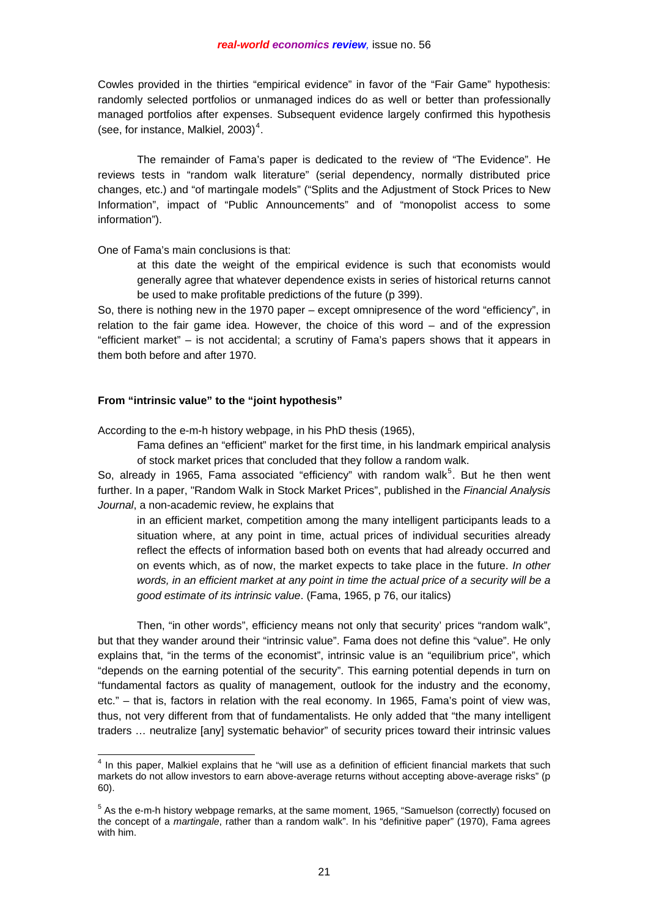Cowles provided in the thirties “empirical evidence” in favor of the “Fair Game” hypothesis: randomly selected portfolios or unmanaged indices do as well or better than professionally managed portfolios after expenses. Subsequent evidence largely confirmed this hypothesis (see, for instance, Malkiel, 2003)[4].

The remainder of Fama’s paper is dedicated to the review of “The Evidence”. He reviews tests in “random walk literature” (serial dependency, normally distributed price changes, etc.) and “of martingale models” (“Splits and the Adjustment of Stock Prices to New Information”, impact of “Public Announcements” and of “monopolist access to some information”).

One of Fama’s main conclusions is that:

> at this date the weight of the empirical evidence is such that economists would generally agree that whatever dependence exists in series of historical returns cannot be used to make profitable predictions of the future (p 399).

So, there is nothing new in the 1970 paper – except omnipresence of the word “efficiency”, in relation to the fair game idea. However, the choice of this word – and of the expression “efficient market” – is not accidental; a scrutiny of Fama’s papers shows that it appears in them both before and after 1970.

### From “intrinsic value” to the “joint hypothesis”

According to the e-m-h history webpage, in his PhD thesis (1965),

> Fama defines an “efficient” market for the first time, in his landmark empirical analysis of stock market prices that concluded that they follow a random walk.

So, already in 1965, Fama associated “efficiency” with random walk[5]. But he then went further. In a paper, "Random Walk in Stock Market Prices", published in the *Financial Analysis Journal*, a non-academic review, he explains that

> in an efficient market, competition among the many intelligent participants leads to a situation where, at any point in time, actual prices of individual securities already reflect the effects of information based both on events that had already occurred and on events which, as of now, the market expects to take place in the future. *In other words, in an efficient market at any point in time the actual price of a security will be a good estimate of its intrinsic value*. (Fama, 1965, p 76, our italics)

Then, “in other words”, efficiency means not only that security’ prices “random walk”, but that they wander around their “intrinsic value”. Fama does not define this “value”. He only explains that, “in the terms of the economist”, intrinsic value is an “equilibrium price”, which “depends on the earning potential of the security”. This earning potential depends in turn on “fundamental factors as quality of management, outlook for the industry and the economy, etc.” – that is, factors in relation with the real economy. In 1965, Fama’s point of view was, thus, not very different from that of fundamentalists. He only added that “the many intelligent traders … neutralize [any] systematic behavior” of security prices toward their intrinsic values

---

[4] In this paper, Malkiel explains that he “will use as a definition of efficient financial markets that such markets do not allow investors to earn above-average returns without accepting above-average risks” (p 60).

[5] As the e-m-h history webpage remarks, at the same moment, 1965, “Samuelson (correctly) focused on the concept of a *martingale*, rather than a random walk”. In his “definitive paper” (1970), Fama agrees with him.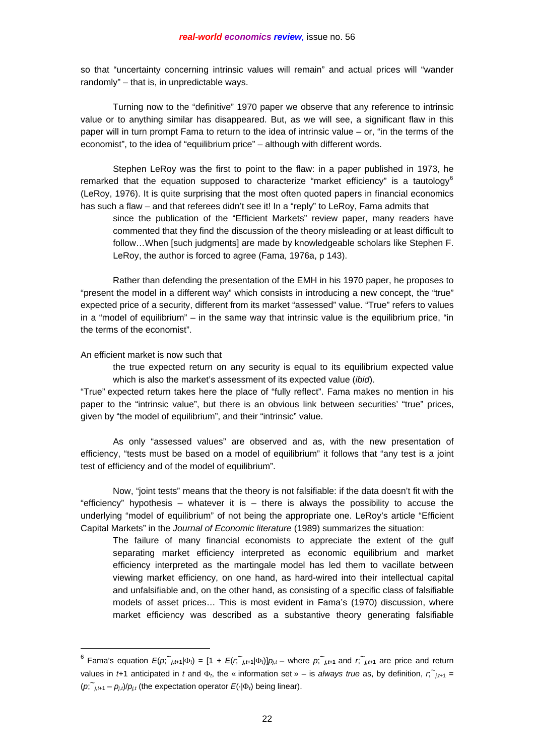so that "uncertainty concerning intrinsic values will remain" and actual prices will "wander randomly" – that is, in unpredictable ways.

Turning now to the "definitive" 1970 paper we observe that any reference to intrinsic value or to anything similar has disappeared. But, as we will see, a significant flaw in this paper will in turn prompt Fama to return to the idea of intrinsic value – or, "in the terms of the economist", to the idea of "equilibrium price" – although with different words.

Stephen LeRoy was the first to point to the flaw: in a paper published in 1973, he remarked that the equation supposed to characterize "market efficiency" is a tautology[6] (LeRoy, 1976). It is quite surprising that the most often quoted papers in financial economics has such a flaw – and that referees didn't see it! In a "reply" to LeRoy, Fama admits that

> since the publication of the "Efficient Markets" review paper, many readers have commented that they find the discussion of the theory misleading or at least difficult to follow…When [such judgments] are made by knowledgeable scholars like Stephen F. LeRoy, the author is forced to agree (Fama, 1976a, p 143).

Rather than defending the presentation of the EMH in his 1970 paper, he proposes to "present the model in a different way" which consists in introducing a new concept, the "true" expected price of a security, different from its market "assessed" value. "True" refers to values in a "model of equilibrium" – in the same way that intrinsic value is the equilibrium price, "in the terms of the economist".

An efficient market is now such that

> the true expected return on any security is equal to its equilibrium expected value which is also the market's assessment of its expected value (*ibid*).

"True" expected return takes here the place of "fully reflect". Fama makes no mention in his paper to the "intrinsic value", but there is an obvious link between securities' "true" prices, given by "the model of equilibrium", and their "intrinsic" value.

As only "assessed values" are observed and as, with the new presentation of efficiency, "tests must be based on a model of equilibrium" it follows that "any test is a joint test of efficiency and of the model of equilibrium".

Now, "joint tests" means that the theory is not falsifiable: if the data doesn't fit with the "efficiency" hypothesis – whatever it is – there is always the possibility to accuse the underlying "model of equilibrium" of not being the appropriate one. LeRoy's article "Efficient Capital Markets" in the *Journal of Economic literature* (1989) summarizes the situation:

> The failure of many financial economists to appreciate the extent of the gulf separating market efficiency interpreted as economic equilibrium and market efficiency interpreted as the martingale model has led them to vacillate between viewing market efficiency, on one hand, as hard-wired into their intellectual capital and unfalsifiable and, on the other hand, as consisting of a specific class of falsifiable models of asset prices… This is most evident in Fama's (1970) discussion, where market efficiency was described as a substantive theory generating falsifiable

---

[6] Fama's equation $E(\tilde{p}_{j,t+1}|\Phi_t) = [1 + E(\tilde{r}_{j,t+1}|\Phi_t)]p_{j,t}$ – where $\tilde{p}_{j,t+1}$ and $\tilde{r}_{j,t+1}$ are price and return values in $t+1$ anticipated in $t$ and $\Phi_t$, the « information set » – is *always true* as, by definition, $\tilde{r}_{j,t+1} = (\tilde{p}_{j,t+1} - p_{j,t})/p_{j,t}$ (the expectation operator $E(\cdot|\Phi_t)$ being linear).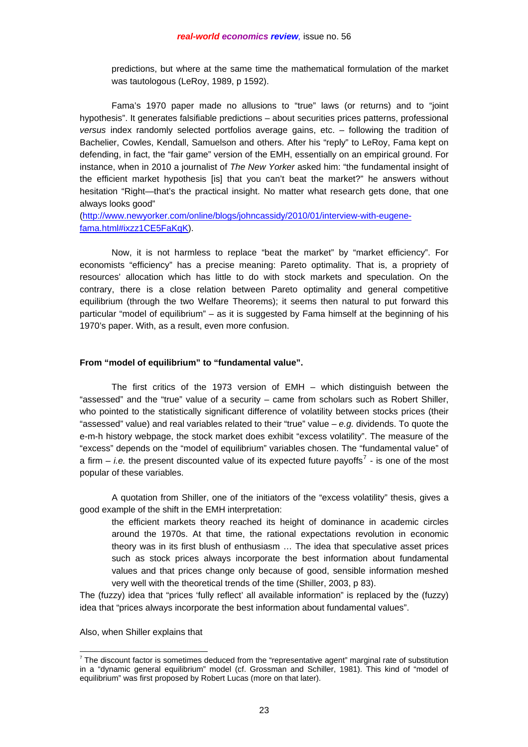predictions, but where at the same time the mathematical formulation of the market was tautologous (LeRoy, 1989, p 1592).

Fama's 1970 paper made no allusions to "true" laws (or returns) and to "joint hypothesis". It generates falsifiable predictions – about securities prices patterns, professional *versus* index randomly selected portfolios average gains, etc. – following the tradition of Bachelier, Cowles, Kendall, Samuelson and others. After his "reply" to LeRoy, Fama kept on defending, in fact, the "fair game" version of the EMH, essentially on an empirical ground. For instance, when in 2010 a journalist of *The New Yorker* asked him: "the fundamental insight of the efficient market hypothesis [is] that you can't beat the market?" he answers without hesitation "Right—that's the practical insight. No matter what research gets done, that one always looks good" (http://www.newyorker.com/online/blogs/johncassidy/2010/01/interview-with-eugene-fama.html#ixzz1CE5FaKqK).

Now, it is not harmless to replace "beat the market" by "market efficiency". For economists "efficiency" has a precise meaning: Pareto optimality. That is, a propriety of resources' allocation which has little to do with stock markets and speculation. On the contrary, there is a close relation between Pareto optimality and general competitive equilibrium (through the two Welfare Theorems); it seems then natural to put forward this particular "model of equilibrium" – as it is suggested by Fama himself at the beginning of his 1970's paper. With, as a result, even more confusion.

**From "model of equilibrium" to "fundamental value".**

The first critics of the 1973 version of EMH – which distinguish between the "assessed" and the "true" value of a security – came from scholars such as Robert Shiller, who pointed to the statistically significant difference of volatility between stocks prices (their "assessed" value) and real variables related to their "true" value – *e.g.* dividends. To quote the e-m-h history webpage, the stock market does exhibit "excess volatility". The measure of the "excess" depends on the "model of equilibrium" variables chosen. The "fundamental value" of a firm – *i.e.* the present discounted value of its expected future payoffs[7] - is one of the most popular of these variables.

A quotation from Shiller, one of the initiators of the "excess volatility" thesis, gives a good example of the shift in the EMH interpretation:

> the efficient markets theory reached its height of dominance in academic circles around the 1970s. At that time, the rational expectations revolution in economic theory was in its first blush of enthusiasm … The idea that speculative asset prices such as stock prices always incorporate the best information about fundamental values and that prices change only because of good, sensible information meshed very well with the theoretical trends of the time (Shiller, 2003, p 83).

The (fuzzy) idea that "prices 'fully reflect' all available information" is replaced by the (fuzzy) idea that "prices always incorporate the best information about fundamental values".

Also, when Shiller explains that

---

[7] The discount factor is sometimes deduced from the "representative agent" marginal rate of substitution in a "dynamic general equilibrium" model (cf. Grossman and Schiller, 1981). This kind of "model of equilibrium" was first proposed by Robert Lucas (more on that later).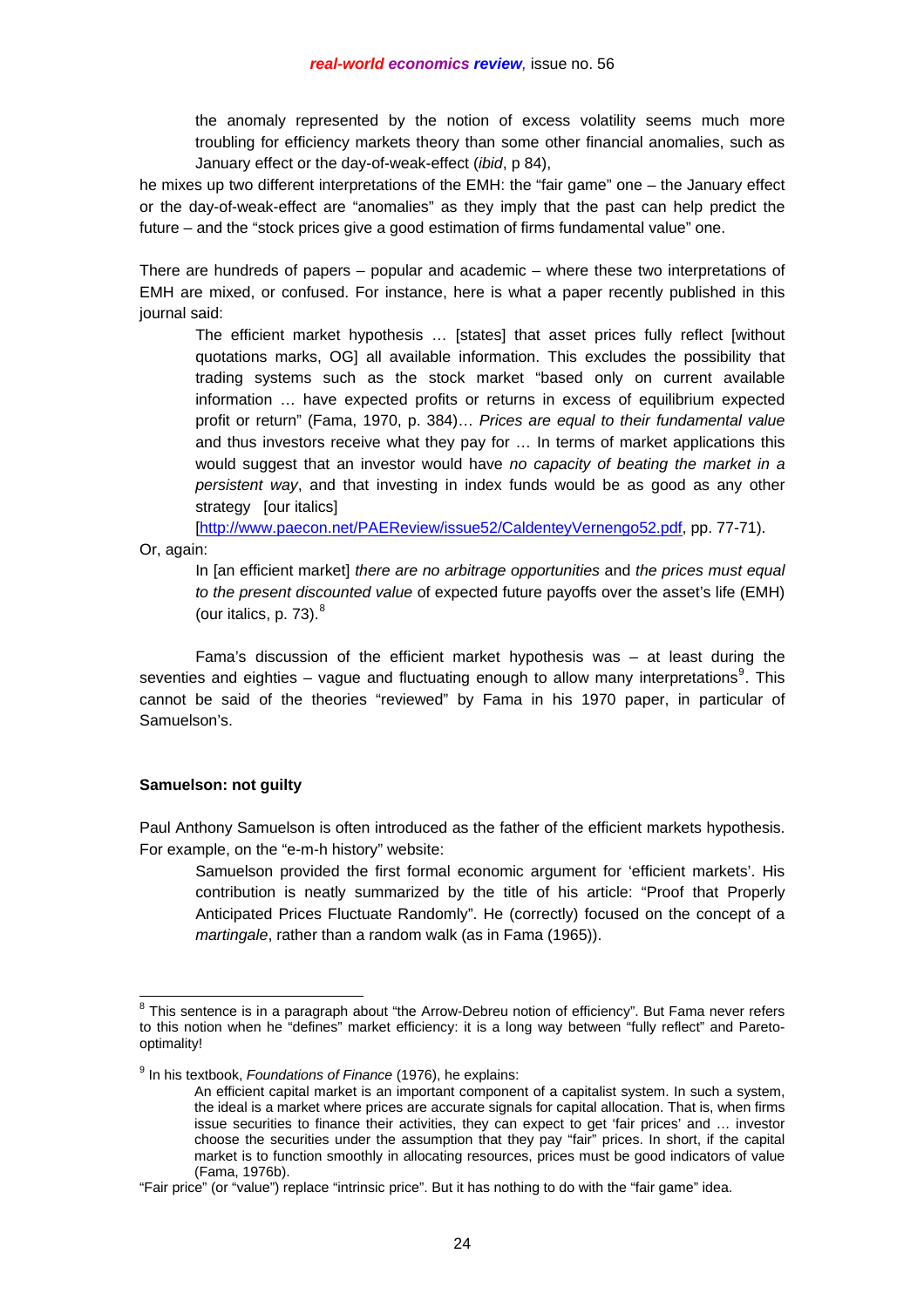> the anomaly represented by the notion of excess volatility seems much more troubling for efficiency markets theory than some other financial anomalies, such as January effect or the day-of-weak-effect (*ibid*, p 84),

he mixes up two different interpretations of the EMH: the "fair game" one – the January effect or the day-of-weak-effect are "anomalies" as they imply that the past can help predict the future – and the "stock prices give a good estimation of firms fundamental value" one.

There are hundreds of papers – popular and academic – where these two interpretations of EMH are mixed, or confused. For instance, here is what a paper recently published in this journal said:

> The efficient market hypothesis … [states] that asset prices fully reflect [without quotations marks, OG] all available information. This excludes the possibility that trading systems such as the stock market "based only on current available information … have expected profits or returns in excess of equilibrium expected profit or return" (Fama, 1970, p. 384)… *Prices are equal to their fundamental value* and thus investors receive what they pay for … In terms of market applications this would suggest that an investor would have *no capacity of beating the market in a persistent way*, and that investing in index funds would be as good as any other strategy [our italics]
> [http://www.paecon.net/PAEReview/issue52/CaldenteyVernengo52.pdf, pp. 77-71).

Or, again:

> In [an efficient market] *there are no arbitrage opportunities* and *the prices must equal to the present discounted value* of expected future payoffs over the asset's life (EMH) (our italics, p. 73).[8]

Fama's discussion of the efficient market hypothesis was – at least during the seventies and eighties – vague and fluctuating enough to allow many interpretations[9]. This cannot be said of the theories "reviewed" by Fama in his 1970 paper, in particular of Samuelson's.

**Samuelson: not guilty**

Paul Anthony Samuelson is often introduced as the father of the efficient markets hypothesis. For example, on the "e-m-h history" website:

> Samuelson provided the first formal economic argument for 'efficient markets'. His contribution is neatly summarized by the title of his article: "Proof that Properly Anticipated Prices Fluctuate Randomly". He (correctly) focused on the concept of a *martingale*, rather than a random walk (as in Fama (1965)).

---

[8] This sentence is in a paragraph about "the Arrow-Debreu notion of efficiency". But Fama never refers to this notion when he "defines" market efficiency: it is a long way between "fully reflect" and Pareto-optimality!

[9] In his textbook, *Foundations of Finance* (1976), he explains:

> An efficient capital market is an important component of a capitalist system. In such a system, the ideal is a market where prices are accurate signals for capital allocation. That is, when firms issue securities to finance their activities, they can expect to get 'fair prices' and … investor choose the securities under the assumption that they pay "fair" prices. In short, if the capital market is to function smoothly in allocating resources, prices must be good indicators of value (Fama, 1976b).

"Fair price" (or "value") replace "intrinsic price". But it has nothing to do with the "fair game" idea.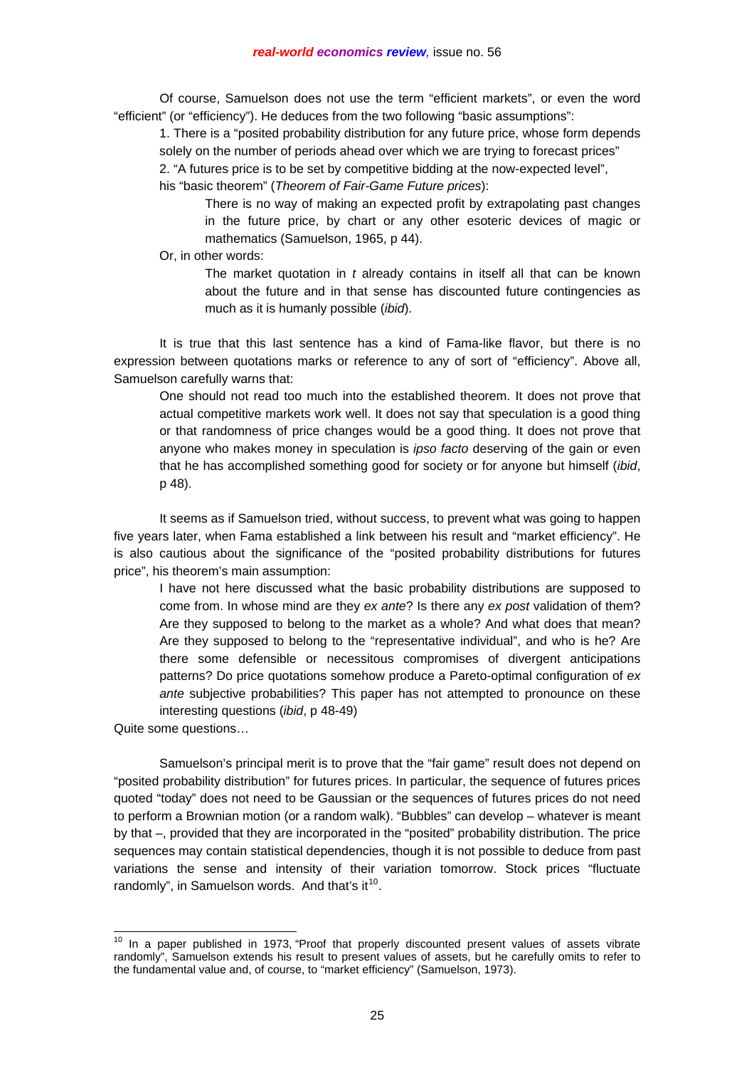Of course, Samuelson does not use the term “efficient markets”, or even the word “efficient” (or “efficiency”). He deduces from the two following “basic assumptions”:

1. There is a “posited probability distribution for any future price, whose form depends solely on the number of periods ahead over which we are trying to forecast prices”

2. “A futures price is to be set by competitive bidding at the now-expected level”,

his “basic theorem” (*Theorem of Fair-Game Future prices*):

> There is no way of making an expected profit by extrapolating past changes in the future price, by chart or any other esoteric devices of magic or mathematics (Samuelson, 1965, p 44).

Or, in other words:

> The market quotation in *t* already contains in itself all that can be known about the future and in that sense has discounted future contingencies as much as it is humanly possible (*ibid*).

It is true that this last sentence has a kind of Fama-like flavor, but there is no expression between quotations marks or reference to any of sort of “efficiency”. Above all, Samuelson carefully warns that:

> One should not read too much into the established theorem. It does not prove that actual competitive markets work well. It does not say that speculation is a good thing or that randomness of price changes would be a good thing. It does not prove that anyone who makes money in speculation is *ipso facto* deserving of the gain or even that he has accomplished something good for society or for anyone but himself (*ibid*, p 48).

It seems as if Samuelson tried, without success, to prevent what was going to happen five years later, when Fama established a link between his result and “market efficiency”. He is also cautious about the significance of the “posited probability distributions for futures price”, his theorem’s main assumption:

> I have not here discussed what the basic probability distributions are supposed to come from. In whose mind are they *ex ante*? Is there any *ex post* validation of them? Are they supposed to belong to the market as a whole? And what does that mean? Are they supposed to belong to the “representative individual”, and who is he? Are there some defensible or necessitous compromises of divergent anticipations patterns? Do price quotations somehow produce a Pareto-optimal configuration of *ex ante* subjective probabilities? This paper has not attempted to pronounce on these interesting questions (*ibid*, p 48-49)

Quite some questions…

Samuelson’s principal merit is to prove that the “fair game” result does not depend on “posited probability distribution” for futures prices. In particular, the sequence of futures prices quoted “today” does not need to be Gaussian or the sequences of futures prices do not need to perform a Brownian motion (or a random walk). “Bubbles” can develop – whatever is meant by that –, provided that they are incorporated in the “posited” probability distribution. The price sequences may contain statistical dependencies, though it is not possible to deduce from past variations the sense and intensity of their variation tomorrow. Stock prices “fluctuate randomly”, in Samuelson words. And that’s it[10].

---

[10] In a paper published in 1973, “Proof that properly discounted present values of assets vibrate randomly”, Samuelson extends his result to present values of assets, but he carefully omits to refer to the fundamental value and, of course, to “market efficiency” (Samuelson, 1973).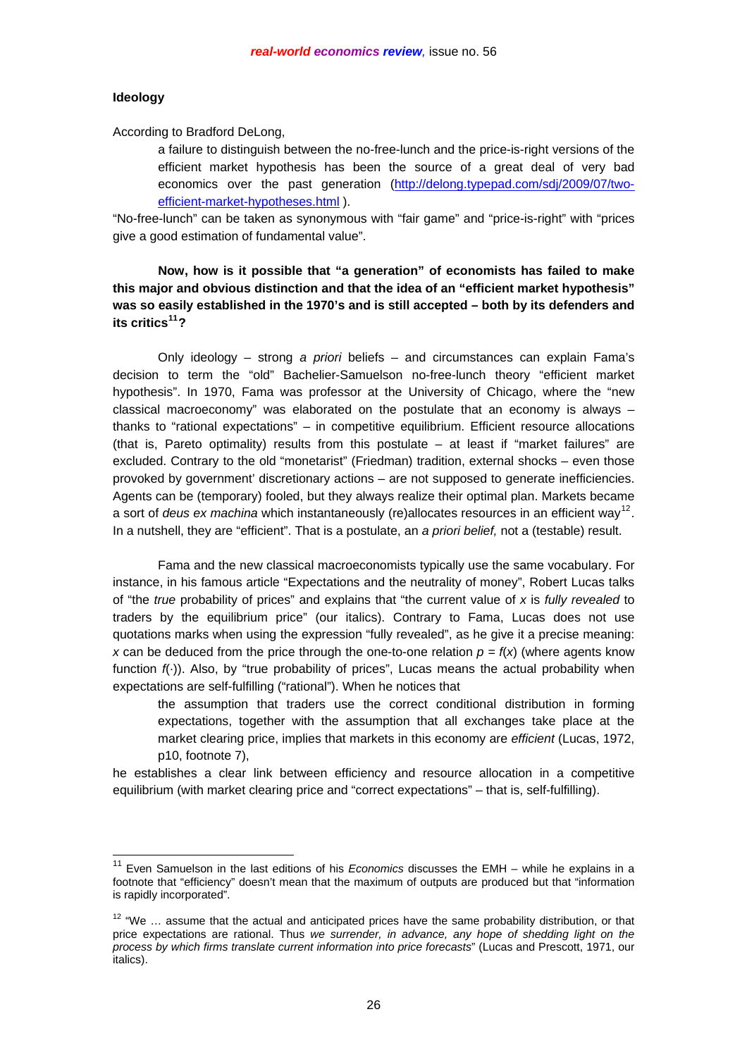**Ideology**

According to Bradford DeLong,

> a failure to distinguish between the no-free-lunch and the price-is-right versions of the efficient market hypothesis has been the source of a great deal of very bad economics over the past generation (http://delong.typepad.com/sdj/2009/07/two-efficient-market-hypotheses.html ).

"No-free-lunch" can be taken as synonymous with "fair game" and "price-is-right" with "prices give a good estimation of fundamental value".

**Now, how is it possible that "a generation" of economists has failed to make this major and obvious distinction and that the idea of an "efficient market hypothesis" was so easily established in the 1970's and is still accepted – both by its defenders and its critics[11]?**

Only ideology – strong *a priori* beliefs – and circumstances can explain Fama's decision to term the "old" Bachelier-Samuelson no-free-lunch theory "efficient market hypothesis". In 1970, Fama was professor at the University of Chicago, where the "new classical macroeconomy" was elaborated on the postulate that an economy is always – thanks to "rational expectations" – in competitive equilibrium. Efficient resource allocations (that is, Pareto optimality) results from this postulate – at least if "market failures" are excluded. Contrary to the old "monetarist" (Friedman) tradition, external shocks – even those provoked by government' discretionary actions – are not supposed to generate inefficiencies. Agents can be (temporary) fooled, but they always realize their optimal plan. Markets became a sort of *deus ex machina* which instantaneously (re)allocates resources in an efficient way[12]. In a nutshell, they are "efficient". That is a postulate, an *a priori belief,* not a (testable) result.

Fama and the new classical macroeconomists typically use the same vocabulary. For instance, in his famous article "Expectations and the neutrality of money", Robert Lucas talks of "the *true* probability of prices" and explains that "the current value of $x$ is *fully revealed* to traders by the equilibrium price" (our italics). Contrary to Fama, Lucas does not use quotations marks when using the expression "fully revealed", as he give it a precise meaning: $x$ can be deduced from the price through the one-to-one relation $p = f(x)$ (where agents know function $f(\cdot)$). Also, by "true probability of prices", Lucas means the actual probability when expectations are self-fulfilling ("rational"). When he notices that

> the assumption that traders use the correct conditional distribution in forming expectations, together with the assumption that all exchanges take place at the market clearing price, implies that markets in this economy are *efficient* (Lucas, 1972, p10, footnote 7),

he establishes a clear link between efficiency and resource allocation in a competitive equilibrium (with market clearing price and "correct expectations" – that is, self-fulfilling).

---

[11] Even Samuelson in the last editions of his *Economics* discusses the EMH – while he explains in a footnote that "efficiency" doesn't mean that the maximum of outputs are produced but that "information is rapidly incorporated".

[12] "We … assume that the actual and anticipated prices have the same probability distribution, or that price expectations are rational. Thus *we surrender, in advance, any hope of shedding light on the process by which firms translate current information into price forecasts*" (Lucas and Prescott, 1971, our italics).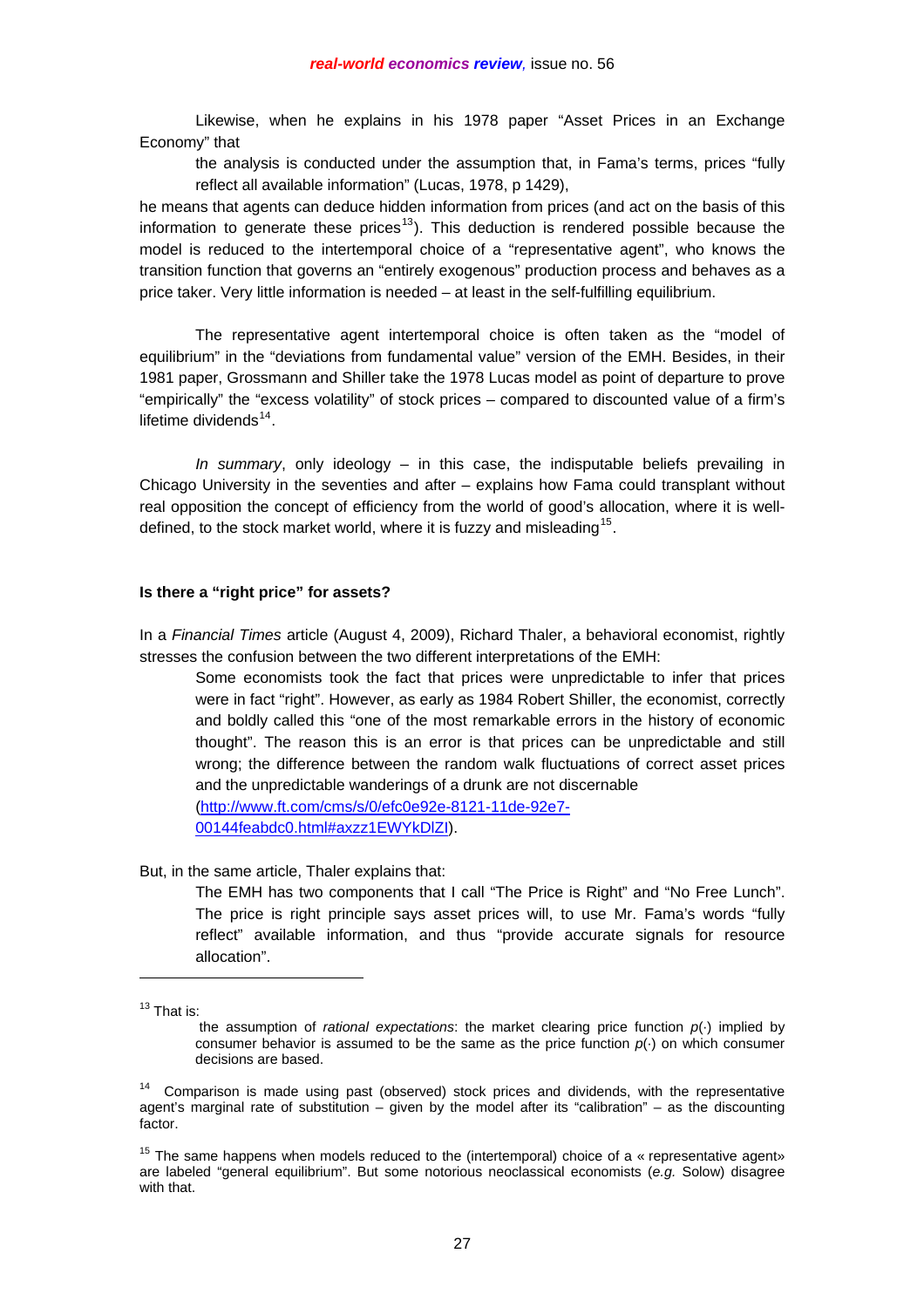Likewise, when he explains in his 1978 paper "Asset Prices in an Exchange Economy" that

> the analysis is conducted under the assumption that, in Fama's terms, prices "fully reflect all available information" (Lucas, 1978, p 1429),

he means that agents can deduce hidden information from prices (and act on the basis of this information to generate these prices[13]). This deduction is rendered possible because the model is reduced to the intertemporal choice of a "representative agent", who knows the transition function that governs an "entirely exogenous" production process and behaves as a price taker. Very little information is needed – at least in the self-fulfilling equilibrium.

The representative agent intertemporal choice is often taken as the "model of equilibrium" in the "deviations from fundamental value" version of the EMH. Besides, in their 1981 paper, Grossmann and Shiller take the 1978 Lucas model as point of departure to prove "empirically" the "excess volatility" of stock prices – compared to discounted value of a firm's lifetime dividends[14].

*In summary*, only ideology – in this case, the indisputable beliefs prevailing in Chicago University in the seventies and after – explains how Fama could transplant without real opposition the concept of efficiency from the world of good's allocation, where it is well-defined, to the stock market world, where it is fuzzy and misleading[15].

### Is there a "right price" for assets?

In a *Financial Times* article (August 4, 2009), Richard Thaler, a behavioral economist, rightly stresses the confusion between the two different interpretations of the EMH:

> Some economists took the fact that prices were unpredictable to infer that prices were in fact "right". However, as early as 1984 Robert Shiller, the economist, correctly and boldly called this "one of the most remarkable errors in the history of economic thought". The reason this is an error is that prices can be unpredictable and still wrong; the difference between the random walk fluctuations of correct asset prices and the unpredictable wanderings of a drunk are not discernable (http://www.ft.com/cms/s/0/efc0e92e-8121-11de-92e7-00144feabdc0.html#axzz1EWYkDlZI).

But, in the same article, Thaler explains that:

> The EMH has two components that I call "The Price is Right" and "No Free Lunch". The price is right principle says asset prices will, to use Mr. Fama's words "fully reflect" available information, and thus "provide accurate signals for resource allocation".

---

[13] That is:

> the assumption of *rational expectations*: the market clearing price function $p(\cdot)$ implied by consumer behavior is assumed to be the same as the price function $p(\cdot)$ on which consumer decisions are based.

[14] Comparison is made using past (observed) stock prices and dividends, with the representative agent's marginal rate of substitution – given by the model after its "calibration" – as the discounting factor.

[15] The same happens when models reduced to the (intertemporal) choice of a « representative agent» are labeled "general equilibrium". But some notorious neoclassical economists (*e.g.* Solow) disagree with that.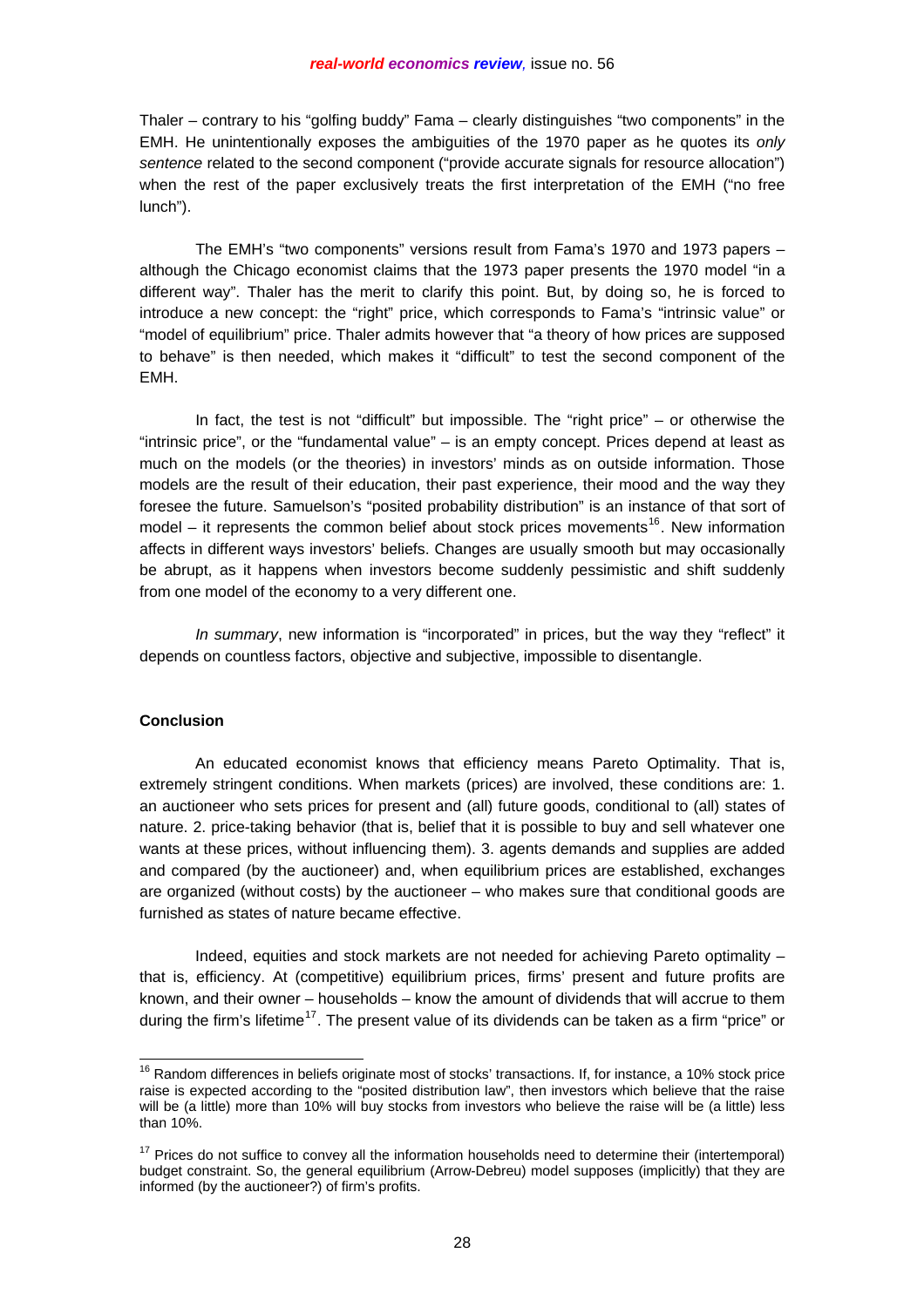Thaler – contrary to his "golfing buddy" Fama – clearly distinguishes "two components" in the EMH. He unintentionally exposes the ambiguities of the 1970 paper as he quotes its *only sentence* related to the second component ("provide accurate signals for resource allocation") when the rest of the paper exclusively treats the first interpretation of the EMH ("no free lunch").

The EMH's "two components" versions result from Fama's 1970 and 1973 papers – although the Chicago economist claims that the 1973 paper presents the 1970 model "in a different way". Thaler has the merit to clarify this point. But, by doing so, he is forced to introduce a new concept: the "right" price, which corresponds to Fama's "intrinsic value" or "model of equilibrium" price. Thaler admits however that "a theory of how prices are supposed to behave" is then needed, which makes it "difficult" to test the second component of the EMH.

In fact, the test is not "difficult" but impossible. The "right price" – or otherwise the "intrinsic price", or the "fundamental value" – is an empty concept. Prices depend at least as much on the models (or the theories) in investors' minds as on outside information. Those models are the result of their education, their past experience, their mood and the way they foresee the future. Samuelson's "posited probability distribution" is an instance of that sort of model – it represents the common belief about stock prices movements[16]. New information affects in different ways investors' beliefs. Changes are usually smooth but may occasionally be abrupt, as it happens when investors become suddenly pessimistic and shift suddenly from one model of the economy to a very different one.

*In summary*, new information is "incorporated" in prices, but the way they "reflect" it depends on countless factors, objective and subjective, impossible to disentangle.

**Conclusion**

An educated economist knows that efficiency means Pareto Optimality. That is, extremely stringent conditions. When markets (prices) are involved, these conditions are: 1. an auctioneer who sets prices for present and (all) future goods, conditional to (all) states of nature. 2. price-taking behavior (that is, belief that it is possible to buy and sell whatever one wants at these prices, without influencing them). 3. agents demands and supplies are added and compared (by the auctioneer) and, when equilibrium prices are established, exchanges are organized (without costs) by the auctioneer – who makes sure that conditional goods are furnished as states of nature became effective.

Indeed, equities and stock markets are not needed for achieving Pareto optimality – that is, efficiency. At (competitive) equilibrium prices, firms' present and future profits are known, and their owner – households – know the amount of dividends that will accrue to them during the firm's lifetime[17]. The present value of its dividends can be taken as a firm "price" or

---

[16] Random differences in beliefs originate most of stocks' transactions. If, for instance, a 10% stock price raise is expected according to the "posited distribution law", then investors which believe that the raise will be (a little) more than 10% will buy stocks from investors who believe the raise will be (a little) less than 10%.

[17] Prices do not suffice to convey all the information households need to determine their (intertemporal) budget constraint. So, the general equilibrium (Arrow-Debreu) model supposes (implicitly) that they are informed (by the auctioneer?) of firm's profits.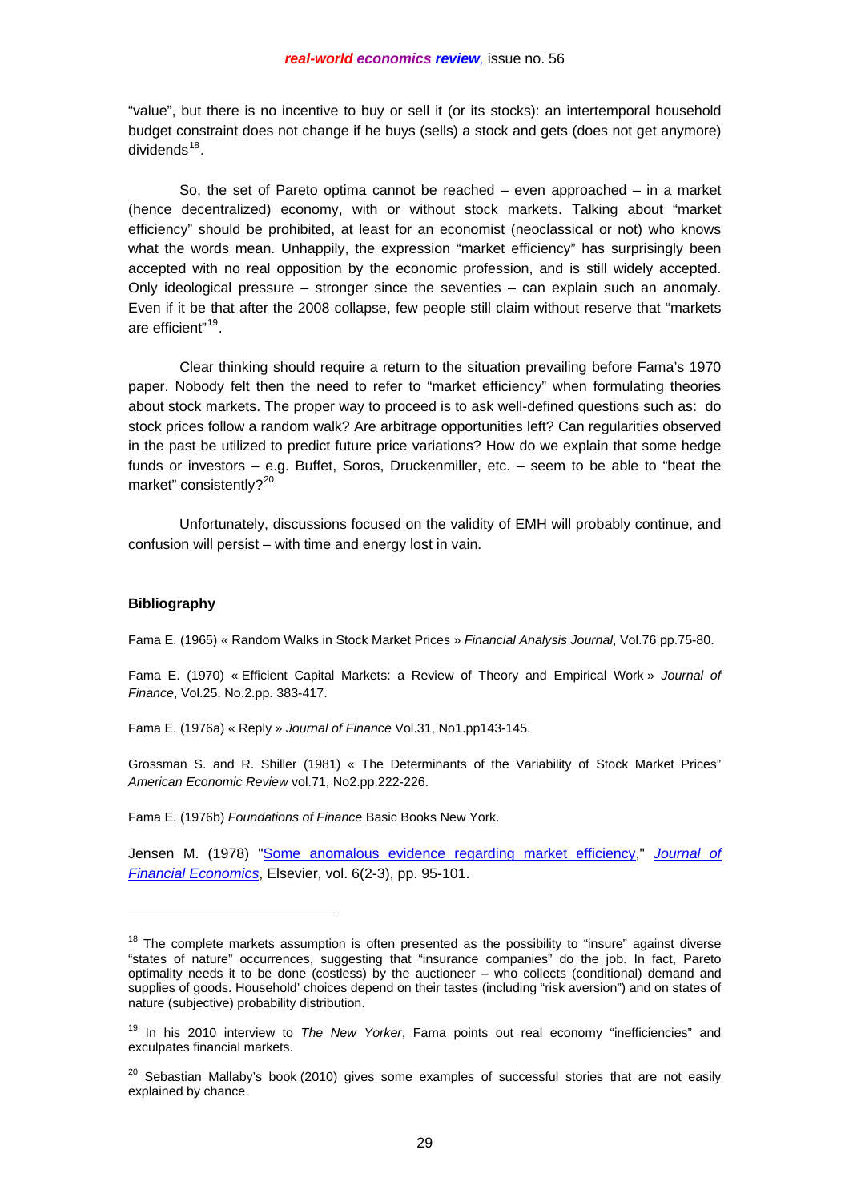"value", but there is no incentive to buy or sell it (or its stocks): an intertemporal household budget constraint does not change if he buys (sells) a stock and gets (does not get anymore) dividends[18].

So, the set of Pareto optima cannot be reached – even approached – in a market (hence decentralized) economy, with or without stock markets. Talking about "market efficiency" should be prohibited, at least for an economist (neoclassical or not) who knows what the words mean. Unhappily, the expression "market efficiency" has surprisingly been accepted with no real opposition by the economic profession, and is still widely accepted. Only ideological pressure – stronger since the seventies – can explain such an anomaly. Even if it be that after the 2008 collapse, few people still claim without reserve that "markets are efficient"[19].

Clear thinking should require a return to the situation prevailing before Fama's 1970 paper. Nobody felt then the need to refer to "market efficiency" when formulating theories about stock markets. The proper way to proceed is to ask well-defined questions such as: do stock prices follow a random walk? Are arbitrage opportunities left? Can regularities observed in the past be utilized to predict future price variations? How do we explain that some hedge funds or investors – e.g. Buffet, Soros, Druckenmiller, etc. – seem to be able to "beat the market" consistently?[20]

Unfortunately, discussions focused on the validity of EMH will probably continue, and confusion will persist – with time and energy lost in vain.

**Bibliography**

Fama E. (1965) « Random Walks in Stock Market Prices » *Financial Analysis Journal*, Vol.76 pp.75-80.

Fama E. (1970) « Efficient Capital Markets: a Review of Theory and Empirical Work » *Journal of Finance*, Vol.25, No.2.pp. 383-417.

Fama E. (1976a) « Reply » *Journal of Finance* Vol.31, No1.pp143-145.

Grossman S. and R. Shiller (1981) « The Determinants of the Variability of Stock Market Prices" *American Economic Review* vol.71, No2.pp.222-226.

Fama E. (1976b) *Foundations of Finance* Basic Books New York.

Jensen M. (1978) "Some anomalous evidence regarding market efficiency," *Journal of Financial Economics*, Elsevier, vol. 6(2-3), pp. 95-101.

---

[18] The complete markets assumption is often presented as the possibility to "insure" against diverse "states of nature" occurrences, suggesting that "insurance companies" do the job. In fact, Pareto optimality needs it to be done (costless) by the auctioneer – who collects (conditional) demand and supplies of goods. Household' choices depend on their tastes (including "risk aversion") and on states of nature (subjective) probability distribution.

[19] In his 2010 interview to *The New Yorker*, Fama points out real economy "inefficiencies" and exculpates financial markets.

[20] Sebastian Mallaby's book (2010) gives some examples of successful stories that are not easily explained by chance.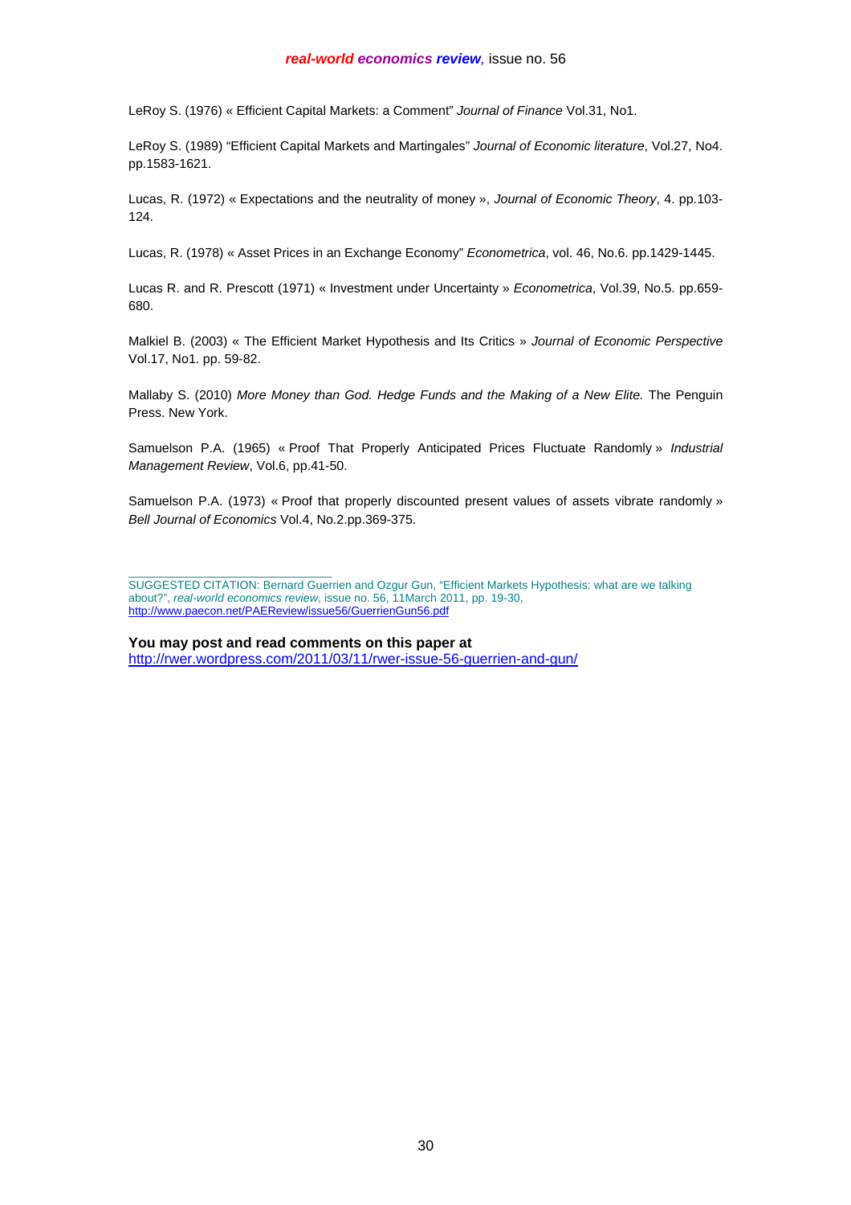LeRoy S. (1976) « Efficient Capital Markets: a Comment" *Journal of Finance* Vol.31, No1.

LeRoy S. (1989) "Efficient Capital Markets and Martingales" *Journal of Economic literature*, Vol.27, No4. pp.1583-1621.

Lucas, R. (1972) « Expectations and the neutrality of money », *Journal of Economic Theory*, 4. pp.103-124.

Lucas, R. (1978) « Asset Prices in an Exchange Economy" *Econometrica*, vol. 46, No.6. pp.1429-1445.

Lucas R. and R. Prescott (1971) « Investment under Uncertainty » *Econometrica*, Vol.39, No.5. pp.659-680.

Malkiel B. (2003) « The Efficient Market Hypothesis and Its Critics » *Journal of Economic Perspective* Vol.17, No1. pp. 59-82.

Mallaby S. (2010) *More Money than God. Hedge Funds and the Making of a New Elite.* The Penguin Press. New York.

Samuelson P.A. (1965) « Proof That Properly Anticipated Prices Fluctuate Randomly » *Industrial Management Review*, Vol.6, pp.41-50.

Samuelson P.A. (1973) « Proof that properly discounted present values of assets vibrate randomly » *Bell Journal of Economics* Vol.4, No.2.pp.369-375.

---

SUGGESTED CITATION: Bernard Guerrien and Ozgur Gun, "Efficient Markets Hypothesis: what are we talking about?", *real-world economics review*, issue no. 56, 11March 2011, pp. 19-30, http://www.paecon.net/PAEReview/issue56/GuerrienGun56.pdf

**You may post and read comments on this paper at**
http://rwer.wordpress.com/2011/03/11/rwer-issue-56-guerrien-and-gun/